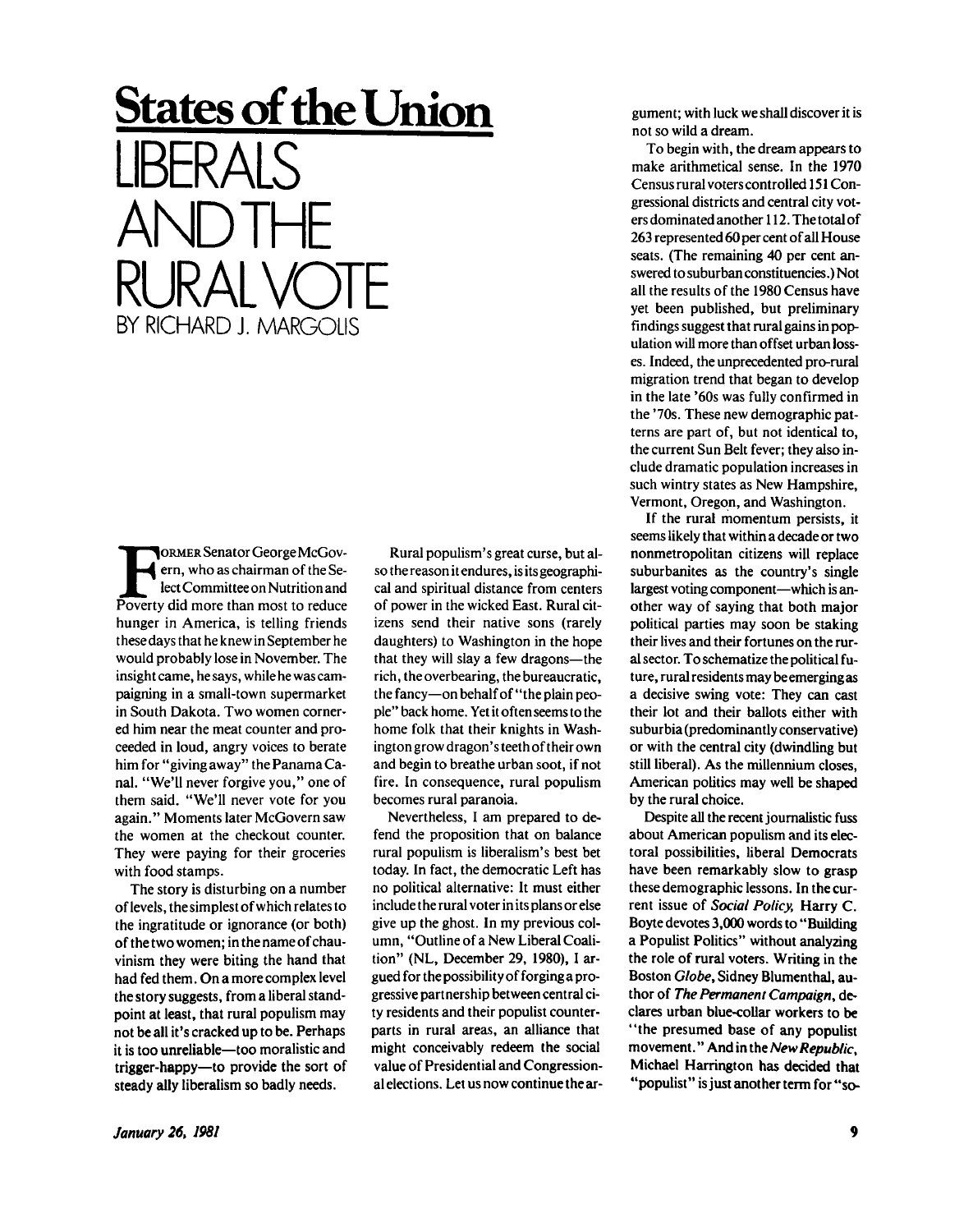# States of the Union

# LIBERALS AND THE RURAL VOTE

BY RICHARD J. MARGOLIS

Former Senator George McGovern, who as chairman of the Select Committee on Nutrition and Poverty did more than most to reduce hunger in America, is telling friends these days that he knew in September he would probably lose in November. The insight came, he says, while he was campaigning in a small-town supermarket in South Dakota. Two women cornered him near the meat counter and proceeded in loud, angry voices to berate him for "giving away" the Panama Canal. "We'll never forgive you," one of them said. "We'll never vote for you again." Moments later McGovern saw the women at the checkout counter. They were paying for their groceries with food stamps.

The story is disturbing on a number of levels, the simplest of which relates to the ingratitude or ignorance (or both) of the two women; in the name of chauvinism they were biting the hand that had fed them. On a more complex level the story suggests, from a liberal standpoint at least, that rural populism may not be all it's cracked up to be. Perhaps it is too unreliable—too moralistic and trigger-happy—to provide the sort of steady ally liberalism so badly needs.

Rural populism's great curse, but also the reason it endures, is its geographical and spiritual distance from centers of power in the wicked East. Rural citizens send their native sons (rarely daughters) to Washington in the hope that they will slay a few dragons—the rich, the overbearing, the bureaucratic, the fancy—on behalf of "the plain people" back home. Yet it often seems to the home folk that their knights in Washington grow dragon's teeth of their own and begin to breathe urban soot, if not fire. In consequence, rural populism becomes rural paranoia.

Nevertheless, I am prepared to defend the proposition that on balance rural populism is liberalism's best bet today. In fact, the democratic Left has no political alternative: It must either include the rural voter in its plans or else give up the ghost. In my previous column, "Outline of a New Liberal Coalition" (NL, December 29, 1980), I argued for the possibility of forging a progressive partnership between central city residents and their populist counterparts in rural areas, an alliance that might conceivably redeem the social value of Presidential and Congressional elections. Let us now continue the argument; with luck we shall discover it is not so wild a dream.

To begin with, the dream appears to make arithmetical sense. In the 1970 Census rural voters controlled 151 Congressional districts and central city voters dominated another 112. The total of 263 represented 60 per cent of all House seats. (The remaining 40 per cent answered to suburban constituencies.) Not all the results of the 1980 Census have yet been published, but preliminary findings suggest that rural gains in population will more than offset urban losses. Indeed, the unprecedented pro-rural migration trend that began to develop in the late '60s was fully confirmed in the '70s. These new demographic patterns are part of, but not identical to, the current Sun Belt fever; they also include dramatic population increases in such wintry states as New Hampshire, Vermont, Oregon, and Washington.

If the rural momentum persists, it seems likely that within a decade or two nonmetropolitan citizens will replace suburbanites as the country's single largest voting component—which is another way of saying that both major political parties may soon be staking their lives and their fortunes on the rural sector. To schematize the political future, rural residents may be emerging as a decisive swing vote: They can cast their lot and their ballots either with suburbia (predominantly conservative) or with the central city (dwindling but still liberal). As the millennium closes, American politics may well be shaped by the rural choice.

Despite all the recent journalistic fuss about American populism and its electoral possibilities, liberal Democrats have been remarkably slow to grasp these demographic lessons. In the current issue of *Social Policy,* Harry C. Boyte devotes 3,000 words to "Building a Populist Politics" without analyzing the role of rural voters. Writing in the Boston *Globe*, Sidney Blumenthal, author of *The Permanent Campaign*, declares urban blue-collar workers to be "the presumed base of any populist movement." And in the *New Republic*, Michael Harrington has decided that "populist" is just another term for "so-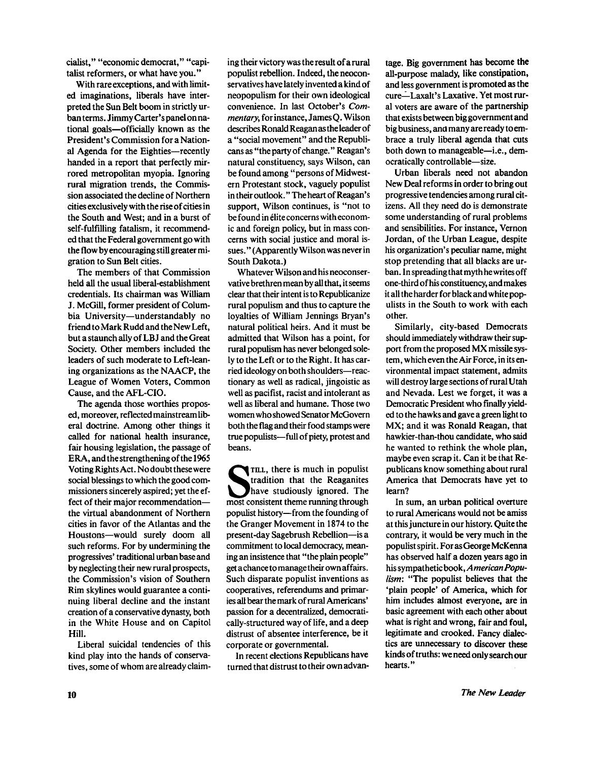cialist," "economic democrat," "capitalist reformers, or what have you."

With rare exceptions, and with limited imaginations, liberals have interpreted the Sun Belt boom in strictly urban terms. Jimmy Carter's panel on national goals—officially known as the President's Commission for a National Agenda for the Eighties—recently handed in a report that perfectly mirrored metropolitan myopia. Ignoring rural migration trends, the Commission associated the decline of Northern cities exclusively with the rise of cities in the South and West; and in a burst of self-fulfilling fatalism, it recommended that the Federal government go with the flow by encouraging still greater migration to Sun Belt cities.

The members of that Commission held all the usual liberal-establishment credentials. Its chairman was William J. McGill, former president of Columbia University—understandably no friend to Mark Rudd and the New Left, but a staunch ally of LBJ and the Great Society. Other members included the leaders of such moderate to Left-leaning organizations as the NAACP, the League of Women Voters, Common Cause, and the AFL-CIO.

The agenda those worthies proposed, moreover, reflected mainstream liberal doctrine. Among other things it called for national health insurance, fair housing legislation, the passage of ERA, and the strengthening of the 1965 Voting Rights Act. No doubt these were social blessings to which the good commissioners sincerely aspired; yet the effect of their major recommendation—the virtual abandonment of Northern cities in favor of the Atlantas and the Houstons—would surely doom all such reforms. For by undermining the progressives' traditional urban base and by neglecting their new rural prospects, the Commission's vision of Southern Rim skylines would guarantee a continuing liberal decline and the instant creation of a conservative dynasty, both in the White House and on Capitol Hill.

Liberal suicidal tendencies of this kind play into the hands of conservatives, some of whom are already claiming their victory was the result of a rural populist rebellion. Indeed, the neoconservatives have lately invented a kind of neopopulism for their own ideological convenience. In last October's *Commentary*, for instance, James Q. Wilson describes Ronald Reagan as the leader of a "social movement" and the Republicans as "the party of change." Reagan's natural constituency, says Wilson, can be found among "persons of Midwestern Protestant stock, vaguely populist in their outlook." The heart of Reagan's support, Wilson continues, is "not to be found in élite concerns with economic and foreign policy, but in mass concerns with social justice and moral issues." (Apparently Wilson was never in South Dakota.)

Whatever Wilson and his neoconservative brethren mean by all that, it seems clear that their intent is to Republicanize rural populism and thus to capture the loyalties of William Jennings Bryan's natural political heirs. And it must be admitted that Wilson has a point, for rural populism has never belonged solely to the Left or to the Right. It has carried ideology on both shoulders—reactionary as well as radical, jingoistic as well as pacifist, racist and intolerant as well as liberal and humane. Those two women who showed Senator McGovern both the flag and their food stamps were true populists—full of piety, protest and beans.

STILL, there is much in populist tradition that the Reaganites have studiously ignored. The most consistent theme running through populist history—from the founding of the Granger Movement in 1874 to the present-day Sagebrush Rebellion—is a commitment to local democracy, meaning an insistence that "the plain people" get a chance to manage their own affairs. Such disparate populist inventions as cooperatives, referendums and primaries all bear the mark of rural Americans' passion for a decentralized, democratically-structured way of life, and a deep distrust of absentee interference, be it corporate or governmental.

In recent elections Republicans have turned that distrust to their own advantage. Big government has become the all-purpose malady, like constipation, and less government is promoted as the cure—Laxalt's Laxative. Yet most rural voters are aware of the partnership that exists between big government and big business, and many are ready to embrace a truly liberal agenda that cuts both down to manageable—i.e., democratically controllable—size.

Urban liberals need not abandon New Deal reforms in order to bring out progressive tendencies among rural citizens. All they need do is demonstrate some understanding of rural problems and sensibilities. For instance, Vernon Jordan, of the Urban League, despite his organization's peculiar name, might stop pretending that all blacks are urban. In spreading that myth he writes off one-third of his constituency, and makes it all the harder for black and white populists in the South to work with each other.

Similarly, city-based Democrats should immediately withdraw their support from the proposed MX missile system, which even the Air Force, in its environmental impact statement, admits will destroy large sections of rural Utah and Nevada. Lest we forget, it was a Democratic President who finally yielded to the hawks and gave a green light to MX; and it was Ronald Reagan, that hawkier-than-thou candidate, who said he wanted to rethink the whole plan, maybe even scrap it. Can it be that Republicans know something about rural America that Democrats have yet to learn?

In sum, an urban political overture to rural Americans would not be amiss at this juncture in our history. Quite the contrary, it would be very much in the populist spirit. For as George McKenna has observed half a dozen years ago in his sympathetic book, *American Populism*: "The populist believes that the 'plain people' of America, which for him includes almost everyone, are in basic agreement with each other about what is right and wrong, fair and foul, legitimate and crooked. Fancy dialectics are unnecessary to discover these kinds of truths: we need only search our hearts."